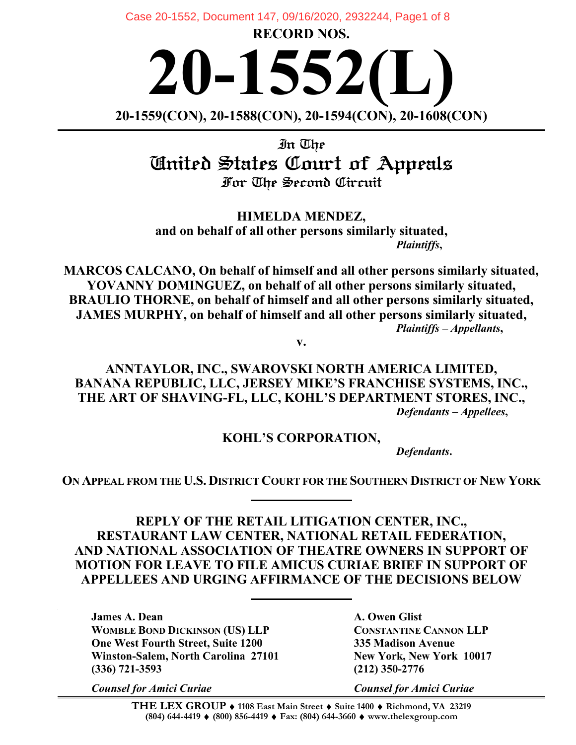**RECORD NOS.**

# 20-1552(L)

**20-1559(CON), 20-1588(CON), 20-1594(CON), 20-1608(CON)**

In The
## United States Court of Appeals
For The Second Circuit

**HIMELDA MENDEZ,**
**and on behalf of all other persons similarly situated,**
***Plaintiffs*,**

**MARCOS CALCANO, On behalf of himself and all other persons similarly situated,**
**YOVANNY DOMINGUEZ, on behalf of all other persons similarly situated,**
**BRAULIO THORNE, on behalf of himself and all other persons similarly situated,**
**JAMES MURPHY, on behalf of himself and all other persons similarly situated,**
***Plaintiffs – Appellants*,**

**v.**

**ANNTAYLOR, INC., SWAROVSKI NORTH AMERICA LIMITED,**
**BANANA REPUBLIC, LLC, JERSEY MIKE'S FRANCHISE SYSTEMS, INC.,**
**THE ART OF SHAVING-FL, LLC, KOHL'S DEPARTMENT STORES, INC.,**
***Defendants – Appellees*,**

**KOHL'S CORPORATION,**
***Defendants*.**

**ON APPEAL FROM THE U.S. DISTRICT COURT FOR THE SOUTHERN DISTRICT OF NEW YORK**

---

**REPLY OF THE RETAIL LITIGATION CENTER, INC., RESTAURANT LAW CENTER, NATIONAL RETAIL FEDERATION, AND NATIONAL ASSOCIATION OF THEATRE OWNERS IN SUPPORT OF MOTION FOR LEAVE TO FILE AMICUS CURIAE BRIEF IN SUPPORT OF APPELLEES AND URGING AFFIRMANCE OF THE DECISIONS BELOW**

---

**James A. Dean**
**WOMBLE BOND DICKINSON (US) LLP**
**One West Fourth Street, Suite 1200**
**Winston-Salem, North Carolina 27101**
**(336) 721-3593**

***Counsel for Amici Curiae***

**A. Owen Glist**
**CONSTANTINE CANNON LLP**
**335 Madison Avenue**
**New York, New York 10017**
**(212) 350-2776**

***Counsel for Amici Curiae***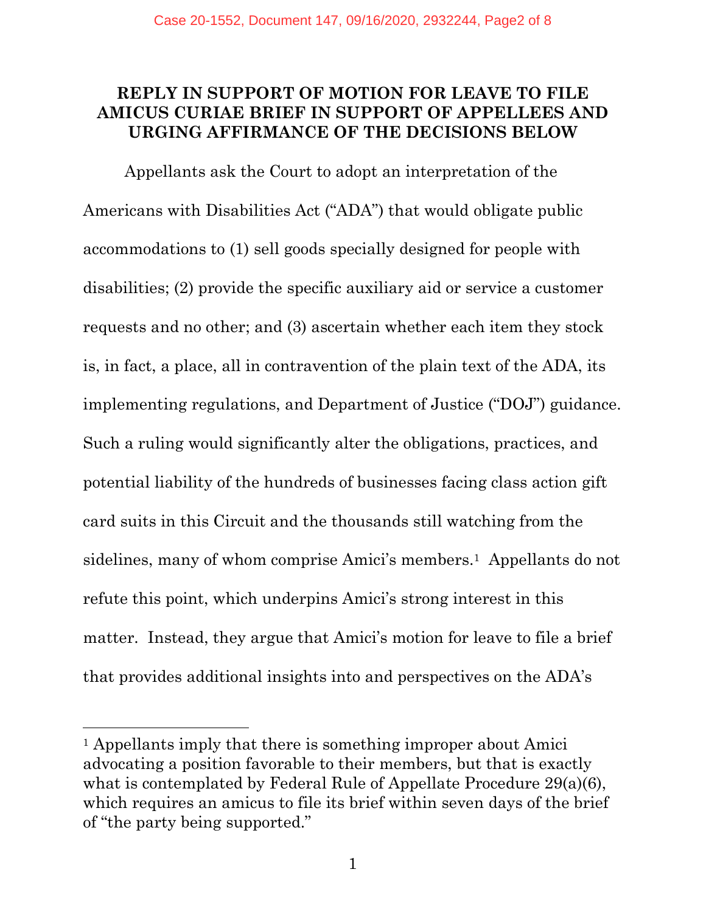**REPLY IN SUPPORT OF MOTION FOR LEAVE TO FILE AMICUS CURIAE BRIEF IN SUPPORT OF APPELLEES AND URGING AFFIRMANCE OF THE DECISIONS BELOW**

Appellants ask the Court to adopt an interpretation of the Americans with Disabilities Act ("ADA") that would obligate public accommodations to (1) sell goods specially designed for people with disabilities; (2) provide the specific auxiliary aid or service a customer requests and no other; and (3) ascertain whether each item they stock is, in fact, a place, all in contravention of the plain text of the ADA, its implementing regulations, and Department of Justice ("DOJ") guidance. Such a ruling would significantly alter the obligations, practices, and potential liability of the hundreds of businesses facing class action gift card suits in this Circuit and the thousands still watching from the sidelines, many of whom comprise Amici's members.[1] Appellants do not refute this point, which underpins Amici's strong interest in this matter. Instead, they argue that Amici's motion for leave to file a brief that provides additional insights into and perspectives on the ADA's

---

[1] Appellants imply that there is something improper about Amici advocating a position favorable to their members, but that is exactly what is contemplated by Federal Rule of Appellate Procedure 29(a)(6), which requires an amicus to file its brief within seven days of the brief of "the party being supported."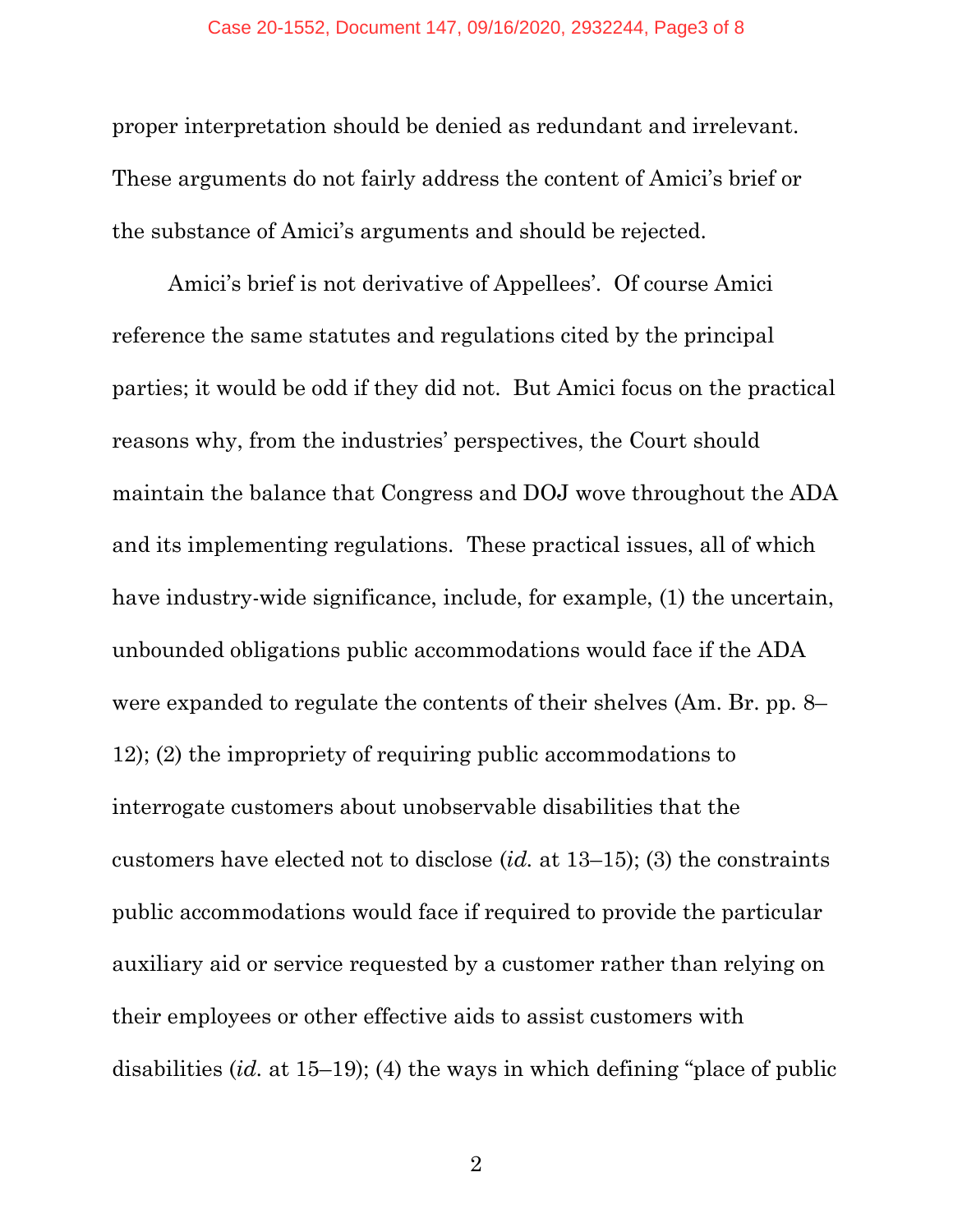proper interpretation should be denied as redundant and irrelevant. These arguments do not fairly address the content of Amici's brief or the substance of Amici's arguments and should be rejected.

Amici's brief is not derivative of Appellees'. Of course Amici reference the same statutes and regulations cited by the principal parties; it would be odd if they did not. But Amici focus on the practical reasons why, from the industries' perspectives, the Court should maintain the balance that Congress and DOJ wove throughout the ADA and its implementing regulations. These practical issues, all of which have industry-wide significance, include, for example, (1) the uncertain, unbounded obligations public accommodations would face if the ADA were expanded to regulate the contents of their shelves (Am. Br. pp. 8–12); (2) the impropriety of requiring public accommodations to interrogate customers about unobservable disabilities that the customers have elected not to disclose (*id.* at 13–15); (3) the constraints public accommodations would face if required to provide the particular auxiliary aid or service requested by a customer rather than relying on their employees or other effective aids to assist customers with disabilities (*id.* at 15–19); (4) the ways in which defining "place of public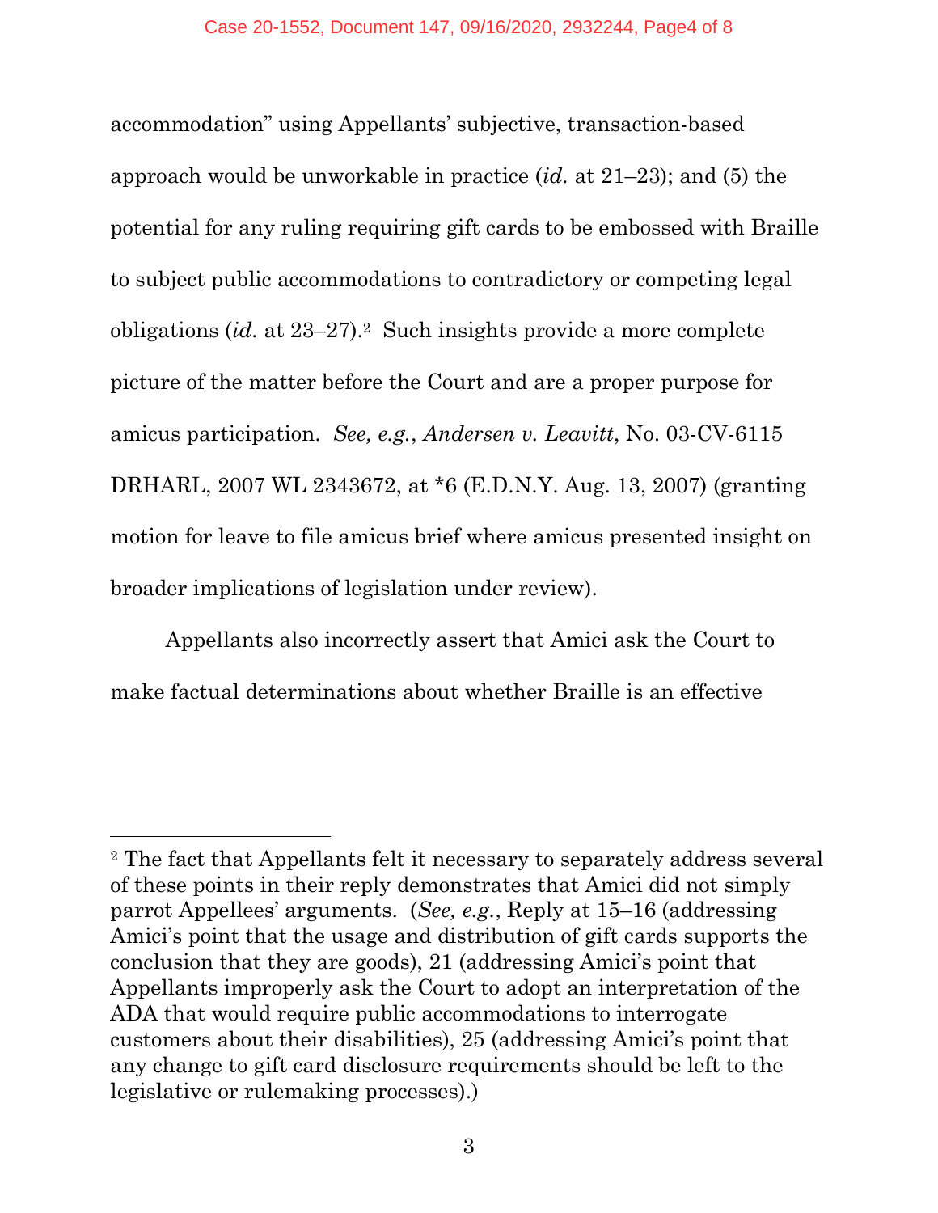accommodation" using Appellants' subjective, transaction-based approach would be unworkable in practice (*id.* at 21–23); and (5) the potential for any ruling requiring gift cards to be embossed with Braille to subject public accommodations to contradictory or competing legal obligations (*id.* at 23–27).[2] Such insights provide a more complete picture of the matter before the Court and are a proper purpose for amicus participation. *See, e.g.*, *Andersen v. Leavitt*, No. 03-CV-6115 DRHARL, 2007 WL 2343672, at *6 (E.D.N.Y. Aug. 13, 2007) (granting motion for leave to file amicus brief where amicus presented insight on broader implications of legislation under review).

Appellants also incorrectly assert that Amici ask the Court to make factual determinations about whether Braille is an effective

---

[2] The fact that Appellants felt it necessary to separately address several of these points in their reply demonstrates that Amici did not simply parrot Appellees' arguments. (*See, e.g.*, Reply at 15–16 (addressing Amici's point that the usage and distribution of gift cards supports the conclusion that they are goods), 21 (addressing Amici's point that Appellants improperly ask the Court to adopt an interpretation of the ADA that would require public accommodations to interrogate customers about their disabilities), 25 (addressing Amici's point that any change to gift card disclosure requirements should be left to the legislative or rulemaking processes).)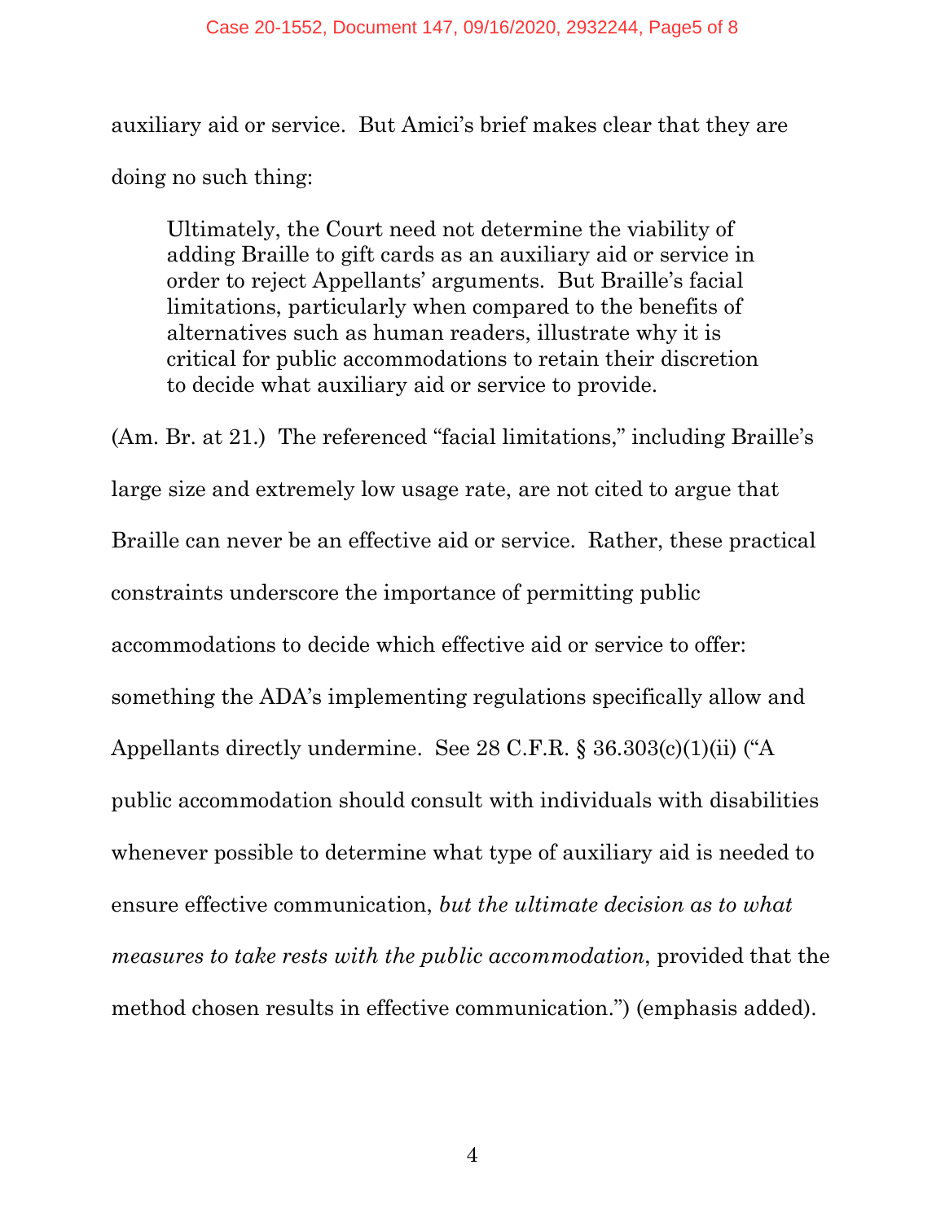auxiliary aid or service. But Amici's brief makes clear that they are doing no such thing:

> Ultimately, the Court need not determine the viability of adding Braille to gift cards as an auxiliary aid or service in order to reject Appellants' arguments. But Braille's facial limitations, particularly when compared to the benefits of alternatives such as human readers, illustrate why it is critical for public accommodations to retain their discretion to decide what auxiliary aid or service to provide.

(Am. Br. at 21.) The referenced "facial limitations," including Braille's large size and extremely low usage rate, are not cited to argue that Braille can never be an effective aid or service. Rather, these practical constraints underscore the importance of permitting public accommodations to decide which effective aid or service to offer: something the ADA's implementing regulations specifically allow and Appellants directly undermine. See 28 C.F.R. § 36.303(c)(1)(ii) ("A public accommodation should consult with individuals with disabilities whenever possible to determine what type of auxiliary aid is needed to ensure effective communication, *but the ultimate decision as to what measures to take rests with the public accommodation*, provided that the method chosen results in effective communication.") (emphasis added).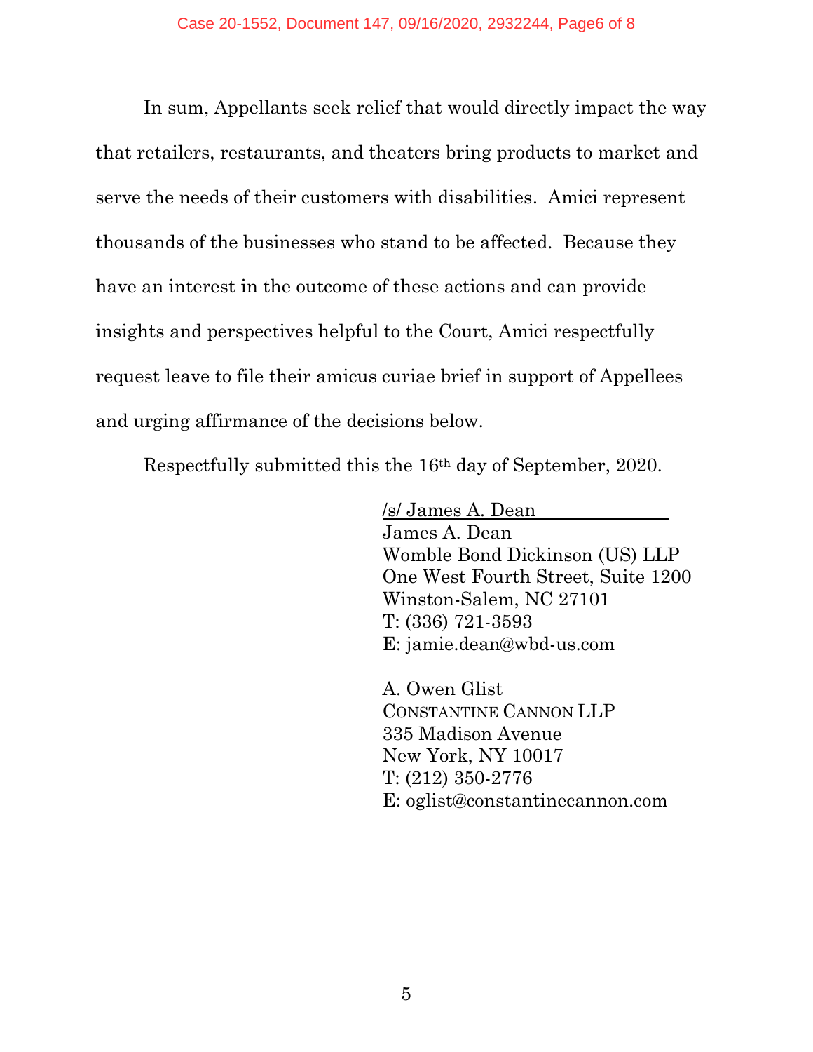In sum, Appellants seek relief that would directly impact the way that retailers, restaurants, and theaters bring products to market and serve the needs of their customers with disabilities. Amici represent thousands of the businesses who stand to be affected. Because they have an interest in the outcome of these actions and can provide insights and perspectives helpful to the Court, Amici respectfully request leave to file their amicus curiae brief in support of Appellees and urging affirmance of the decisions below.

Respectfully submitted this the 16th day of September, 2020.

/s/ James A. Dean
James A. Dean
Womble Bond Dickinson (US) LLP
One West Fourth Street, Suite 1200
Winston-Salem, NC 27101
T: (336) 721-3593
E: jamie.dean@wbd-us.com

A. Owen Glist
CONSTANTINE CANNON LLP
335 Madison Avenue
New York, NY 10017
T: (212) 350-2776
E: oglist@constantinecannon.com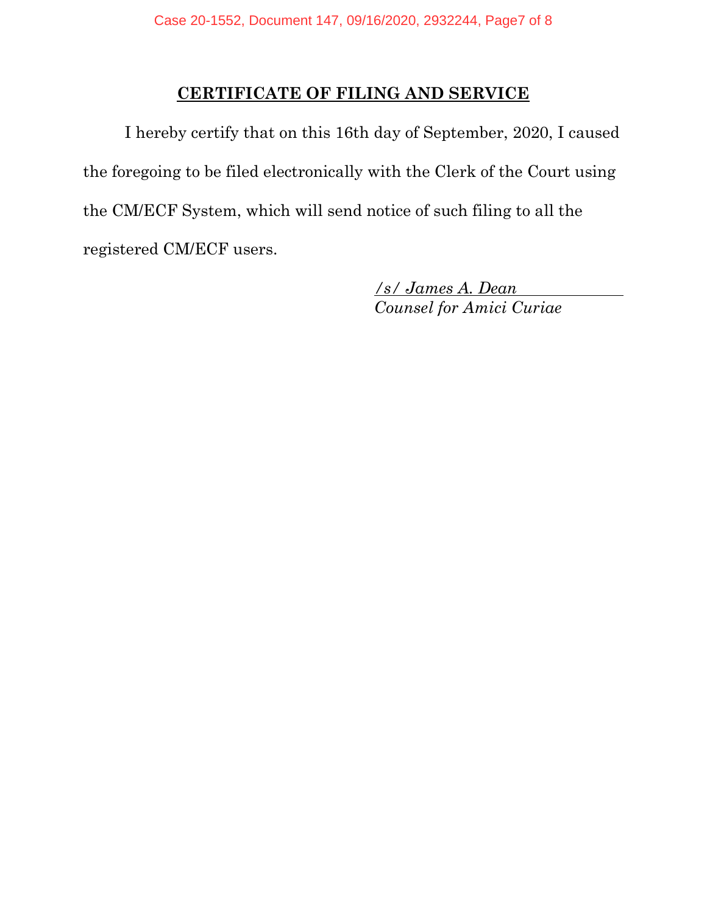## CERTIFICATE OF FILING AND SERVICE

I hereby certify that on this 16th day of September, 2020, I caused the foregoing to be filed electronically with the Clerk of the Court using the CM/ECF System, which will send notice of such filing to all the registered CM/ECF users.

*/s/ James A. Dean*
*Counsel for Amici Curiae*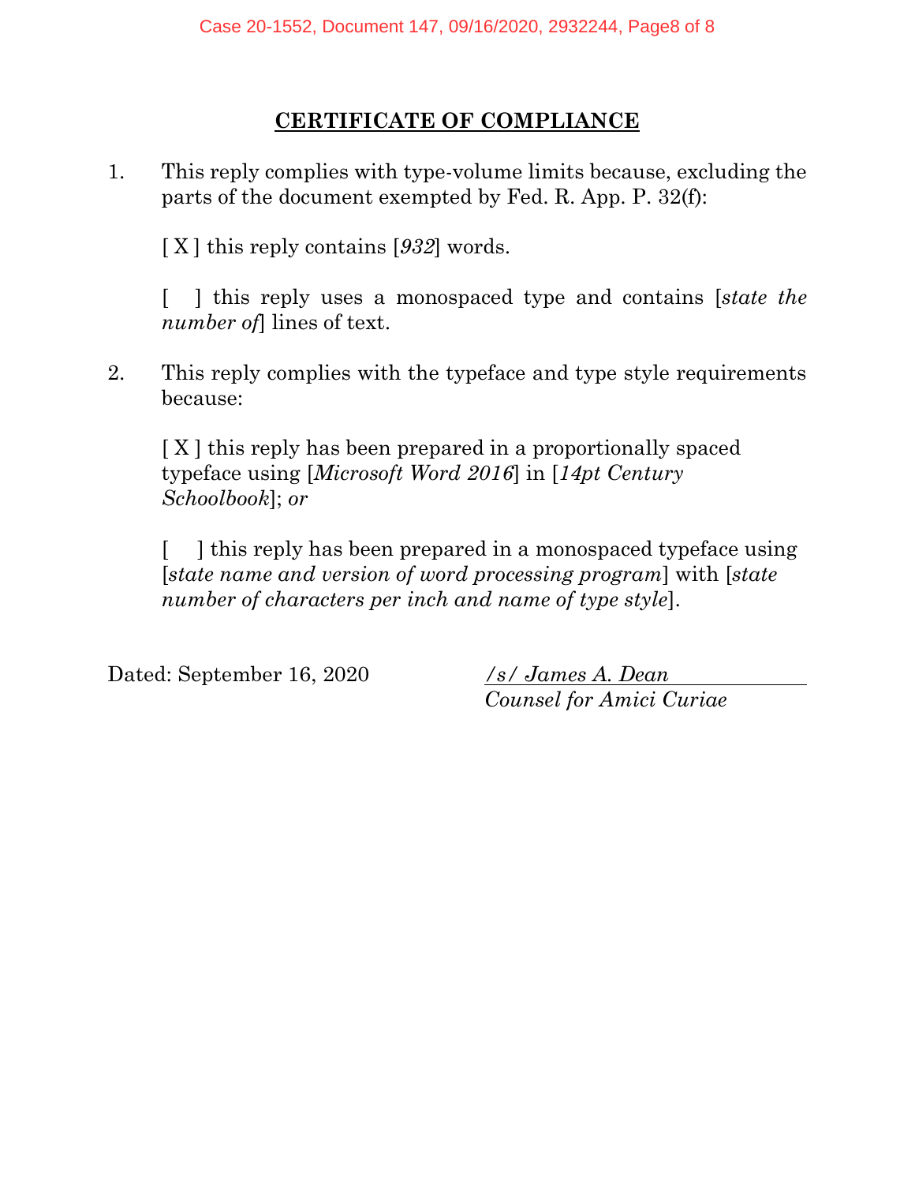# CERTIFICATE OF COMPLIANCE

1. This reply complies with type-volume limits because, excluding the parts of the document exempted by Fed. R. App. P. 32(f):

   [ X ] this reply contains [*932*] words.

   [ ] this reply uses a monospaced type and contains [*state the number of*] lines of text.

2. This reply complies with the typeface and type style requirements because:

   [ X ] this reply has been prepared in a proportionally spaced typeface using [*Microsoft Word 2016*] in [*14pt Century Schoolbook*]; *or*

   [ ] this reply has been prepared in a monospaced typeface using [*state name and version of word processing program*] with [*state number of characters per inch and name of type style*].

Dated: September 16, 2020

*/s/ James A. Dean*
*Counsel for Amici Curiae*